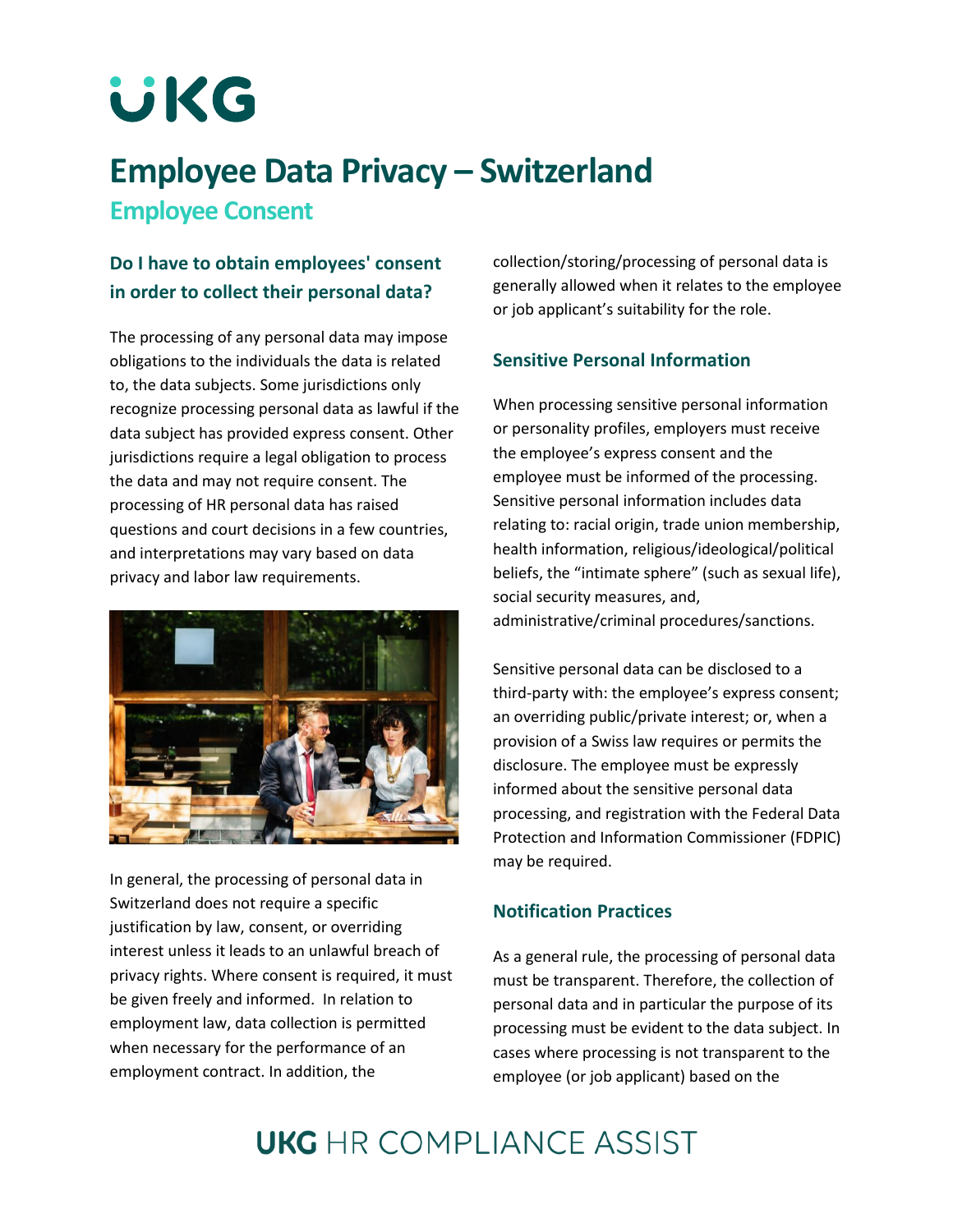# Employee Data Privacy – Switzerland

## Employee Consent

### Do I have to obtain employees' consent in order to collect their personal data?

The processing of any personal data may impose obligations to the individuals the data is related to, the data subjects. Some jurisdictions only recognize processing personal data as lawful if the data subject has provided express consent. Other jurisdictions require a legal obligation to process the data and may not require consent. The processing of HR personal data has raised questions and court decisions in a few countries, and interpretations may vary based on data privacy and labor law requirements.

In general, the processing of personal data in Switzerland does not require a specific justification by law, consent, or overriding interest unless it leads to an unlawful breach of privacy rights. Where consent is required, it must be given freely and informed. In relation to employment law, data collection is permitted when necessary for the performance of an employment contract. In addition, the collection/storing/processing of personal data is generally allowed when it relates to the employee or job applicant's suitability for the role.

### Sensitive Personal Information

When processing sensitive personal information or personality profiles, employers must receive the employee's express consent and the employee must be informed of the processing. Sensitive personal information includes data relating to: racial origin, trade union membership, health information, religious/ideological/political beliefs, the "intimate sphere" (such as sexual life), social security measures, and, administrative/criminal procedures/sanctions.

Sensitive personal data can be disclosed to a third-party with: the employee's express consent; an overriding public/private interest; or, when a provision of a Swiss law requires or permits the disclosure. The employee must be expressly informed about the sensitive personal data processing, and registration with the Federal Data Protection and Information Commissioner (FDPIC) may be required.

### Notification Practices

As a general rule, the processing of personal data must be transparent. Therefore, the collection of personal data and in particular the purpose of its processing must be evident to the data subject. In cases where processing is not transparent to the employee (or job applicant) based on the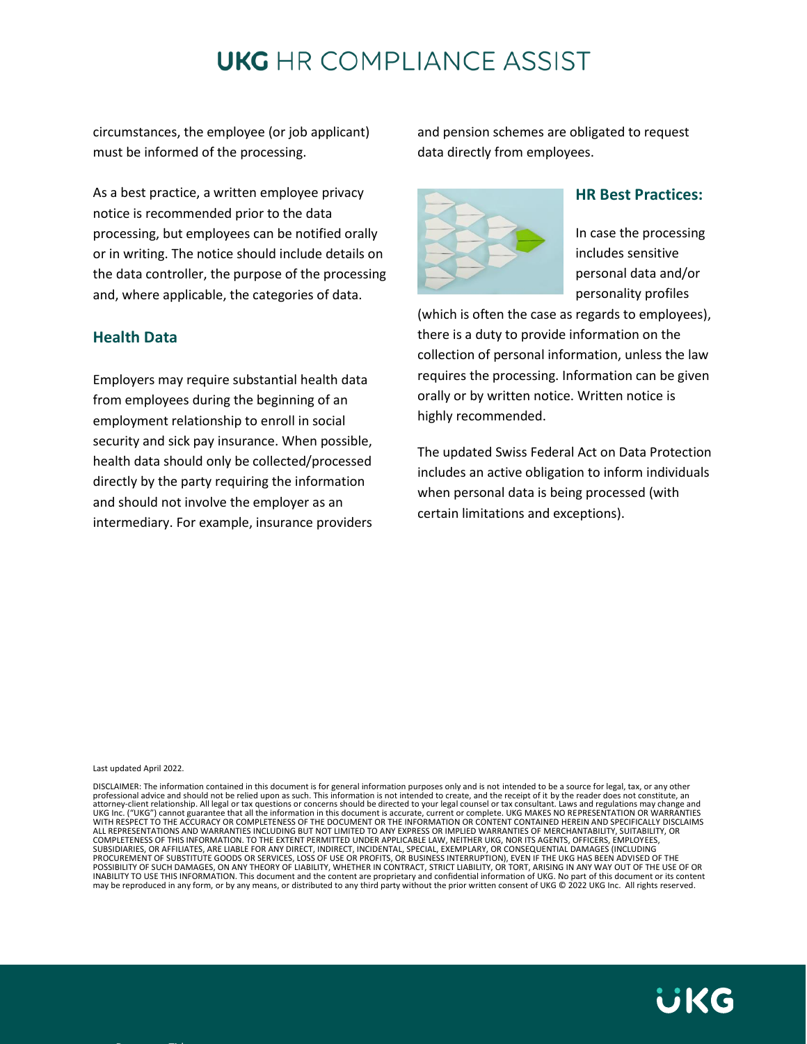circumstances, the employee (or job applicant) must be informed of the processing.

As a best practice, a written employee privacy notice is recommended prior to the data processing, but employees can be notified orally or in writing. The notice should include details on the data controller, the purpose of the processing and, where applicable, the categories of data.

## Health Data

Employers may require substantial health data from employees during the beginning of an employment relationship to enroll in social security and sick pay insurance. When possible, health data should only be collected/processed directly by the party requiring the information and should not involve the employer as an intermediary. For example, insurance providers and pension schemes are obligated to request data directly from employees.

### HR Best Practices:

In case the processing includes sensitive personal data and/or personality profiles (which is often the case as regards to employees), there is a duty to provide information on the collection of personal information, unless the law requires the processing. Information can be given orally or by written notice. Written notice is highly recommended.

The updated Swiss Federal Act on Data Protection includes an active obligation to inform individuals when personal data is being processed (with certain limitations and exceptions).

Last updated April 2022.

DISCLAIMER: The information contained in this document is for general information purposes only and is not intended to be a source for legal, tax, or any other professional advice and should not be relied upon as such. This information is not intended to create, and the receipt of it by the reader does not constitute, an attorney-client relationship. All legal or tax questions or concerns should be directed to your legal counsel or tax consultant. Laws and regulations may change and UKG Inc. ("UKG") cannot guarantee that all the information in this document is accurate, current or complete. UKG MAKES NO REPRESENTATION OR WARRANTIES WITH RESPECT TO THE ACCURACY OR COMPLETENESS OF THE DOCUMENT OR THE INFORMATION OR CONTENT CONTAINED HEREIN AND SPECIFICALLY DISCLAIMS ALL REPRESENTATIONS AND WARRANTIES INCLUDING BUT NOT LIMITED TO ANY EXPRESS OR IMPLIED WARRANTIES OF MERCHANTABILITY, SUITABILITY, OR COMPLETENESS OF THIS INFORMATION. TO THE EXTENT PERMITTED UNDER APPLICABLE LAW, NEITHER UKG, NOR ITS AGENTS, OFFICERS, EMPLOYEES, SUBSIDIARIES, OR AFFILIATES, ARE LIABLE FOR ANY DIRECT, INDIRECT, INCIDENTAL, SPECIAL, EXEMPLARY, OR CONSEQUENTIAL DAMAGES (INCLUDING PROCUREMENT OF SUBSTITUTE GOODS OR SERVICES, LOSS OF USE OR PROFITS, OR BUSINESS INTERRUPTION), EVEN IF THE UKG HAS BEEN ADVISED OF THE POSSIBILITY OF SUCH DAMAGES, ON ANY THEORY OF LIABILITY, WHETHER IN CONTRACT, STRICT LIABILITY, OR TORT, ARISING IN ANY WAY OUT OF THE USE OF OR INABILITY TO USE THIS INFORMATION. This document and the content are proprietary and confidential information of UKG. No part of this document or its content may be reproduced in any form, or by any means, or distributed to any third party without the prior written consent of UKG © 2022 UKG Inc. All rights reserved.